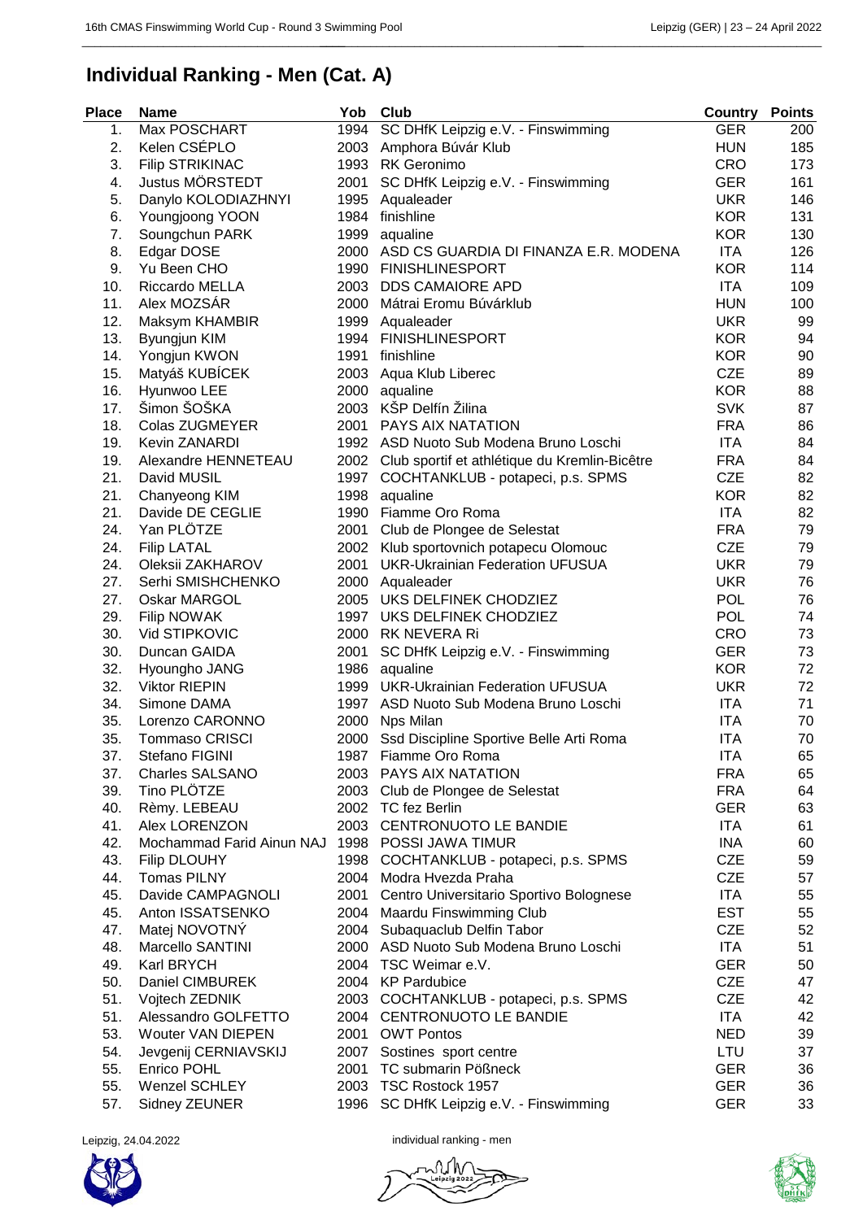## Individual Ranking - Men (Cat. A)

| Place | Name | Yob | Club | Country | Points |
|---|---|---|---|---|---|
| 1. | Max POSCHART | 1994 | SC DHfK Leipzig e.V. - Finswimming | GER | 200 |
| 2. | Kelen CSÉPLO | 2003 | Amphora Búvár Klub | HUN | 185 |
| 3. | Filip STRIKINAC | 1993 | RK Geronimo | CRO | 173 |
| 4. | Justus MÖRSTEDT | 2001 | SC DHfK Leipzig e.V. - Finswimming | GER | 161 |
| 5. | Danylo KOLODIAZHNYI | 1995 | Aqualeader | UKR | 146 |
| 6. | Youngjoong YOON | 1984 | finishline | KOR | 131 |
| 7. | Soungchun PARK | 1999 | aqualine | KOR | 130 |
| 8. | Edgar DOSE | 2000 | ASD CS GUARDIA DI FINANZA E.R. MODENA | ITA | 126 |
| 9. | Yu Been CHO | 1990 | FINISHLINESPORT | KOR | 114 |
| 10. | Riccardo MELLA | 2003 | DDS CAMAIORE APD | ITA | 109 |
| 11. | Alex MOZSÁR | 2000 | Mátrai Eromu Búvárklub | HUN | 100 |
| 12. | Maksym KHAMBIR | 1999 | Aqualeader | UKR | 99 |
| 13. | Byungjun KIM | 1994 | FINISHLINESPORT | KOR | 94 |
| 14. | Yongjun KWON | 1991 | finishline | KOR | 90 |
| 15. | Matýáš KUBÍCEK | 2003 | Aqua Klub Liberec | CZE | 89 |
| 16. | Hyunwoo LEE | 2000 | aqualine | KOR | 88 |
| 17. | Šimon ŠOŠKA | 2003 | KŠP Delfín Žilina | SVK | 87 |
| 18. | Colas ZUGMEYER | 2001 | PAYS AIX NATATION | FRA | 86 |
| 19. | Kevin ZANARDI | 1992 | ASD Nuoto Sub Modena Bruno Loschi | ITA | 84 |
| 19. | Alexandre HENNETEAU | 2002 | Club sportif et athlétique du Kremlin-Bicêtre | FRA | 84 |
| 21. | David MUSIL | 1997 | COCHTANKLUB - potapeci, p.s. SPMS | CZE | 82 |
| 21. | Chanyeong KIM | 1998 | aqualine | KOR | 82 |
| 21. | Davide DE CEGLIE | 1990 | Fiamme Oro Roma | ITA | 82 |
| 24. | Yan PLÖTZE | 2001 | Club de Plongee de Selestat | FRA | 79 |
| 24. | Filip LATAL | 2002 | Klub sportovnich potapecu Olomouc | CZE | 79 |
| 24. | Oleksii ZAKHAROV | 2001 | UKR-Ukrainian Federation UFUSUA | UKR | 79 |
| 27. | Serhi SMISHCHENKO | 2000 | Aqualeader | UKR | 76 |
| 27. | Oskar MARGOL | 2005 | UKS DELFINEK CHODZIEZ | POL | 76 |
| 29. | Filip NOWAK | 1997 | UKS DELFINEK CHODZIEZ | POL | 74 |
| 30. | Vid STIPKOVIC | 2000 | RK NEVERA Ri | CRO | 73 |
| 30. | Duncan GAIDA | 2001 | SC DHfK Leipzig e.V. - Finswimming | GER | 73 |
| 32. | Hyoungho JANG | 1986 | aqualine | KOR | 72 |
| 32. | Viktor RIEPIN | 1999 | UKR-Ukrainian Federation UFUSUA | UKR | 72 |
| 34. | Simone DAMA | 1997 | ASD Nuoto Sub Modena Bruno Loschi | ITA | 71 |
| 35. | Lorenzo CARONNO | 2000 | Nps Milan | ITA | 70 |
| 35. | Tommaso CRISCI | 2000 | Ssd Discipline Sportive Belle Arti Roma | ITA | 70 |
| 37. | Stefano FIGINI | 1987 | Fiamme Oro Roma | ITA | 65 |
| 37. | Charles SALSANO | 2003 | PAYS AIX NATATION | FRA | 65 |
| 39. | Tino PLÖTZE | 2003 | Club de Plongee de Selestat | FRA | 64 |
| 40. | Rèmy. LEBEAU | 2002 | TC fez Berlin | GER | 63 |
| 41. | Alex LORENZON | 2003 | CENTRONUOTO LE BANDIE | ITA | 61 |
| 42. | Mochammad Farid Ainun NAJ | 1998 | POSSI JAWA TIMUR | INA | 60 |
| 43. | Filip DLOUHY | 1998 | COCHTANKLUB - potapeci, p.s. SPMS | CZE | 59 |
| 44. | Tomas PILNY | 2004 | Modra Hvezda Praha | CZE | 57 |
| 45. | Davide CAMPAGNOLI | 2001 | Centro Universitario Sportivo Bolognese | ITA | 55 |
| 45. | Anton ISSATSENKO | 2004 | Maardu Finswimming Club | EST | 55 |
| 47. | Matej NOVOTNÝ | 2004 | Subaquaclub Delfin Tabor | CZE | 52 |
| 48. | Marcello SANTINI | 2000 | ASD Nuoto Sub Modena Bruno Loschi | ITA | 51 |
| 49. | Karl BRYCH | 2004 | TSC Weimar e.V. | GER | 50 |
| 50. | Daniel CIMBUREK | 2004 | KP Pardubice | CZE | 47 |
| 51. | Vojtech ZEDNIK | 2003 | COCHTANKLUB - potapeci, p.s. SPMS | CZE | 42 |
| 51. | Alessandro GOLFETTO | 2004 | CENTRONUOTO LE BANDIE | ITA | 42 |
| 53. | Wouter VAN DIEPEN | 2001 | OWT Pontos | NED | 39 |
| 54. | Jevgenij CERNIAVSKIJ | 2007 | Sostines sport centre | LTU | 37 |
| 55. | Enrico POHL | 2001 | TC submarin Pößneck | GER | 36 |
| 55. | Wenzel SCHLEY | 2003 | TSC Rostock 1957 | GER | 36 |
| 57. | Sidney ZEUNER | 1996 | SC DHfK Leipzig e.V. - Finswimming | GER | 33 |

Leipzig, 24.04.2022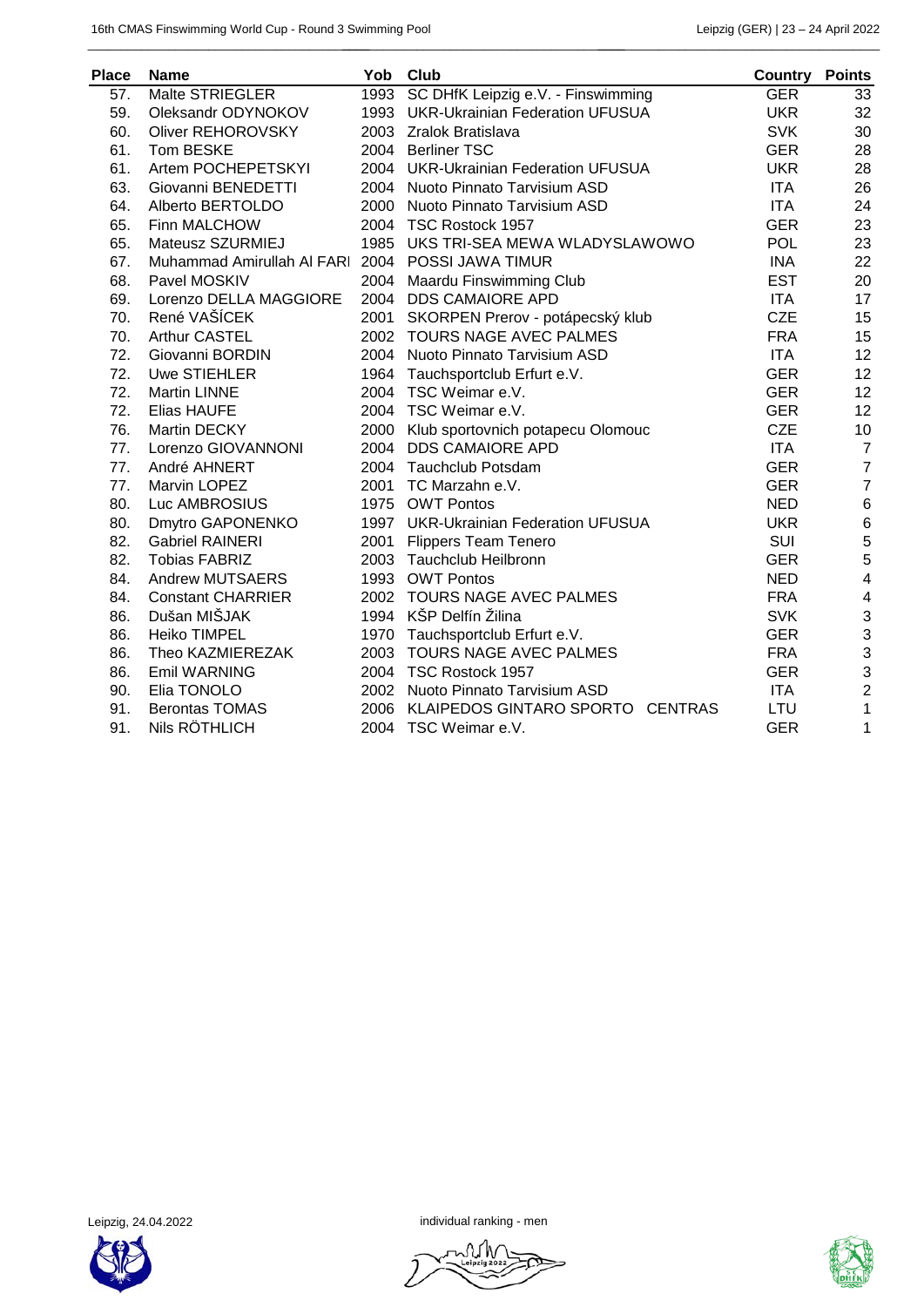| Place | Name | Yob | Club | Country | Points |
|---|---|---|---|---|---|
| 57. | Malte STRIEGLER | 1993 | SC DHfK Leipzig e.V. - Finswimming | GER | 33 |
| 59. | Oleksandr ODYNOKOV | 1993 | UKR-Ukrainian Federation UFUSUA | UKR | 32 |
| 60. | Oliver REHOROVSKY | 2003 | Zralok Bratislava | SVK | 30 |
| 61. | Tom BESKE | 2004 | Berliner TSC | GER | 28 |
| 61. | Artem POCHEPETSKYI | 2004 | UKR-Ukrainian Federation UFUSUA | UKR | 28 |
| 63. | Giovanni BENEDETTI | 2004 | Nuoto Pinnato Tarvisium ASD | ITA | 26 |
| 64. | Alberto BERTOLDO | 2000 | Nuoto Pinnato Tarvisium ASD | ITA | 24 |
| 65. | Finn MALCHOW | 2004 | TSC Rostock 1957 | GER | 23 |
| 65. | Mateusz SZURMIEJ | 1985 | UKS TRI-SEA MEWA WLADYSLAWOWO | POL | 23 |
| 67. | Muhammad Amirullah Al FARI | 2004 | POSSI JAWA TIMUR | INA | 22 |
| 68. | Pavel MOSKIV | 2004 | Maardu Finswimming Club | EST | 20 |
| 69. | Lorenzo DELLA MAGGIORE | 2004 | DDS CAMAIORE APD | ITA | 17 |
| 70. | René VAŠÍCEK | 2001 | SKORPEN Prerov - potápecský klub | CZE | 15 |
| 70. | Arthur CASTEL | 2002 | TOURS NAGE AVEC PALMES | FRA | 15 |
| 72. | Giovanni BORDIN | 2004 | Nuoto Pinnato Tarvisium ASD | ITA | 12 |
| 72. | Uwe STIEHLER | 1964 | Tauchsportclub Erfurt e.V. | GER | 12 |
| 72. | Martin LINNE | 2004 | TSC Weimar e.V. | GER | 12 |
| 72. | Elias HAUFE | 2004 | TSC Weimar e.V. | GER | 12 |
| 76. | Martin DECKY | 2000 | Klub sportovnich potapecu Olomouc | CZE | 10 |
| 77. | Lorenzo GIOVANNONI | 2004 | DDS CAMAIORE APD | ITA | 7 |
| 77. | André AHNERT | 2004 | Tauchclub Potsdam | GER | 7 |
| 77. | Marvin LOPEZ | 2001 | TC Marzahn e.V. | GER | 7 |
| 80. | Luc AMBROSIUS | 1975 | OWT Pontos | NED | 6 |
| 80. | Dmytro GAPONENKO | 1997 | UKR-Ukrainian Federation UFUSUA | UKR | 6 |
| 82. | Gabriel RAINERI | 2001 | Flippers Team Tenero | SUI | 5 |
| 82. | Tobias FABRIZ | 2003 | Tauchclub Heilbronn | GER | 5 |
| 84. | Andrew MUTSAERS | 1993 | OWT Pontos | NED | 4 |
| 84. | Constant CHARRIER | 2002 | TOURS NAGE AVEC PALMES | FRA | 4 |
| 86. | Dušan MIŠJAK | 1994 | KŠP Delfín Žilina | SVK | 3 |
| 86. | Heiko TIMPEL | 1970 | Tauchsportclub Erfurt e.V. | GER | 3 |
| 86. | Theo KAZMIEREZAK | 2003 | TOURS NAGE AVEC PALMES | FRA | 3 |
| 86. | Emil WARNING | 2004 | TSC Rostock 1957 | GER | 3 |
| 90. | Elia TONOLO | 2002 | Nuoto Pinnato Tarvisium ASD | ITA | 2 |
| 91. | Berontas TOMAS | 2006 | KLAIPEDOS GINTARO SPORTO CENTRAS | LTU | 1 |
| 91. | Nils RÖTHLICH | 2004 | TSC Weimar e.V. | GER | 1 |